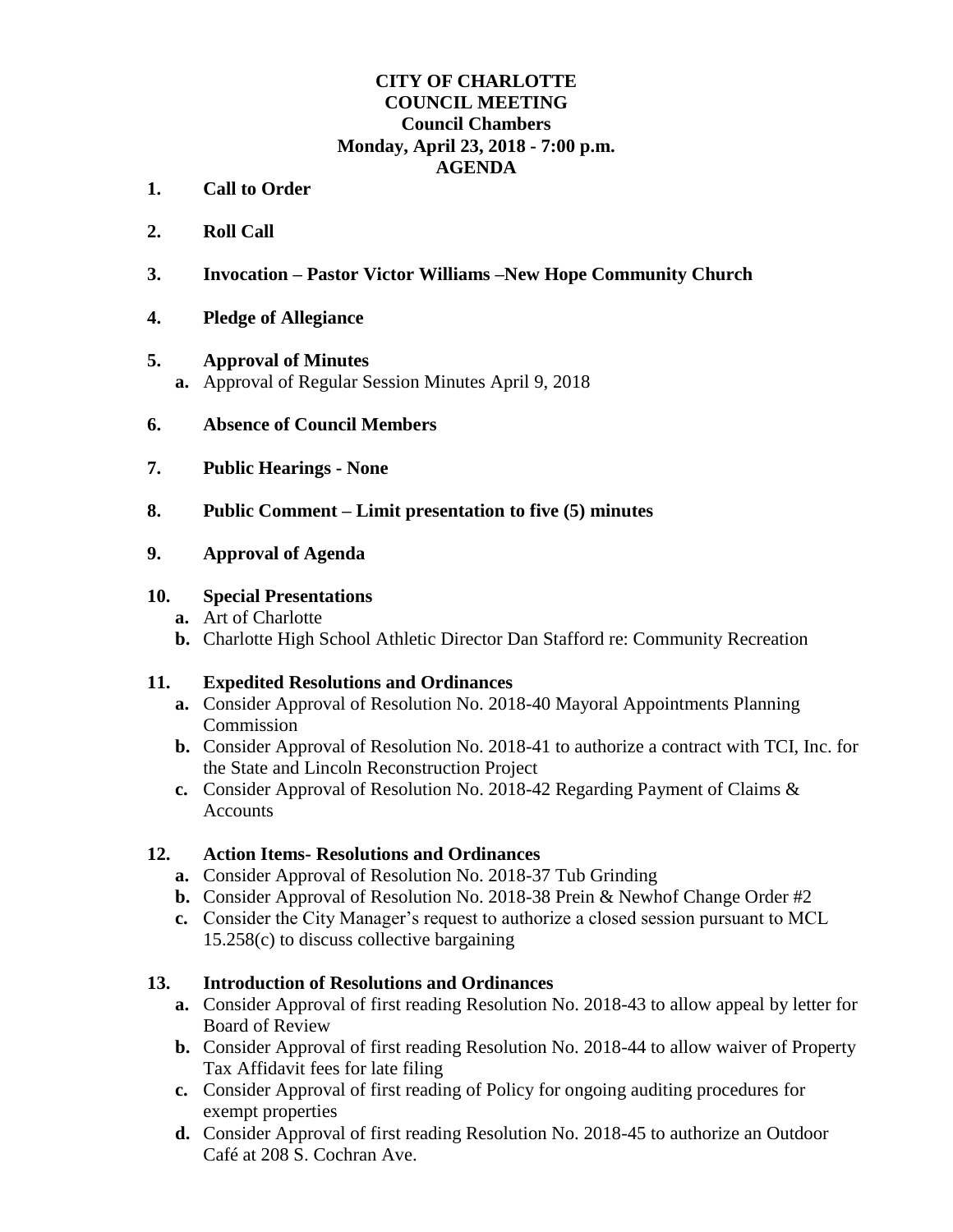# CITY OF CHARLOTTE
## COUNCIL MEETING
### Council Chambers
### Monday, April 23, 2018 - 7:00 p.m.
### AGENDA

1. **Call to Order**

2. **Roll Call**

3. **Invocation – Pastor Victor Williams –New Hope Community Church**

4. **Pledge of Allegiance**

5. **Approval of Minutes**
   - **a.** Approval of Regular Session Minutes April 9, 2018

6. **Absence of Council Members**

7. **Public Hearings - None**

8. **Public Comment – Limit presentation to five (5) minutes**

9. **Approval of Agenda**

10. **Special Presentations**
    - **a.** Art of Charlotte
    - **b.** Charlotte High School Athletic Director Dan Stafford re: Community Recreation

11. **Expedited Resolutions and Ordinances**
    - **a.** Consider Approval of Resolution No. 2018-40 Mayoral Appointments Planning Commission
    - **b.** Consider Approval of Resolution No. 2018-41 to authorize a contract with TCI, Inc. for the State and Lincoln Reconstruction Project
    - **c.** Consider Approval of Resolution No. 2018-42 Regarding Payment of Claims & Accounts

12. **Action Items- Resolutions and Ordinances**
    - **a.** Consider Approval of Resolution No. 2018-37 Tub Grinding
    - **b.** Consider Approval of Resolution No. 2018-38 Prein & Newhof Change Order #2
    - **c.** Consider the City Manager's request to authorize a closed session pursuant to MCL 15.258(c) to discuss collective bargaining

13. **Introduction of Resolutions and Ordinances**
    - **a.** Consider Approval of first reading Resolution No. 2018-43 to allow appeal by letter for Board of Review
    - **b.** Consider Approval of first reading Resolution No. 2018-44 to allow waiver of Property Tax Affidavit fees for late filing
    - **c.** Consider Approval of first reading of Policy for ongoing auditing procedures for exempt properties
    - **d.** Consider Approval of first reading Resolution No. 2018-45 to authorize an Outdoor Café at 208 S. Cochran Ave.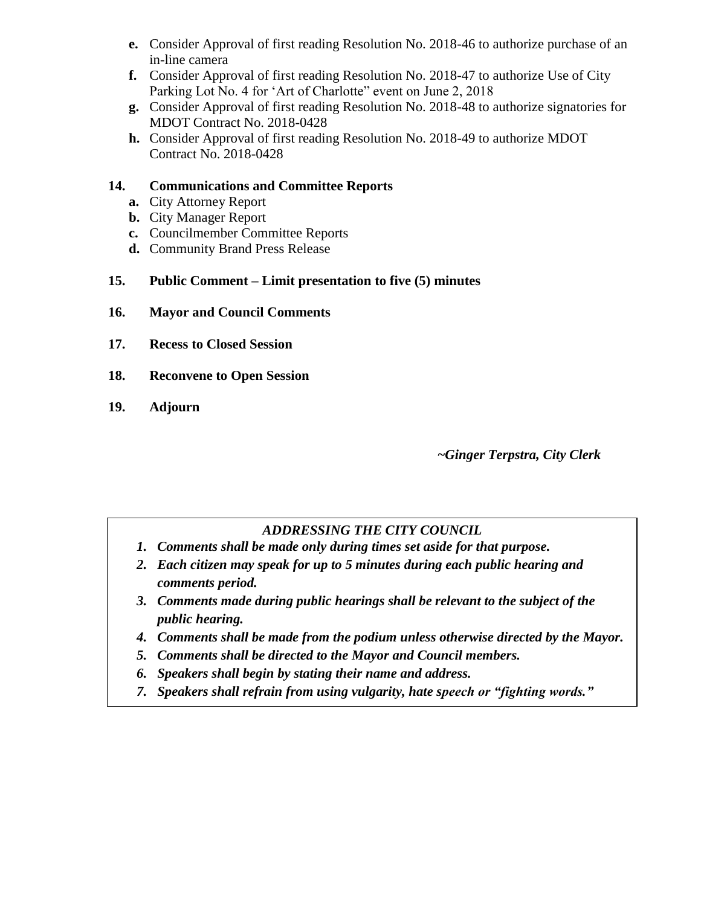- **e.** Consider Approval of first reading Resolution No. 2018-46 to authorize purchase of an in-line camera
- **f.** Consider Approval of first reading Resolution No. 2018-47 to authorize Use of City Parking Lot No. 4 for 'Art of Charlotte" event on June 2, 2018
- **g.** Consider Approval of first reading Resolution No. 2018-48 to authorize signatories for MDOT Contract No. 2018-0428
- **h.** Consider Approval of first reading Resolution No. 2018-49 to authorize MDOT Contract No. 2018-0428

**14. Communications and Committee Reports**

- **a.** City Attorney Report
- **b.** City Manager Report
- **c.** Councilmember Committee Reports
- **d.** Community Brand Press Release

**15. Public Comment – Limit presentation to five (5) minutes**

**16. Mayor and Council Comments**

**17. Recess to Closed Session**

**18. Reconvene to Open Session**

**19. Adjourn**

***~Ginger Terpstra, City Clerk***

***ADDRESSING THE CITY COUNCIL***

1. ***Comments shall be made only during times set aside for that purpose.***
2. ***Each citizen may speak for up to 5 minutes during each public hearing and comments period.***
3. ***Comments made during public hearings shall be relevant to the subject of the public hearing.***
4. ***Comments shall be made from the podium unless otherwise directed by the Mayor.***
5. ***Comments shall be directed to the Mayor and Council members.***
6. ***Speakers shall begin by stating their name and address.***
7. ***Speakers shall refrain from using vulgarity, hate speech or "fighting words."***